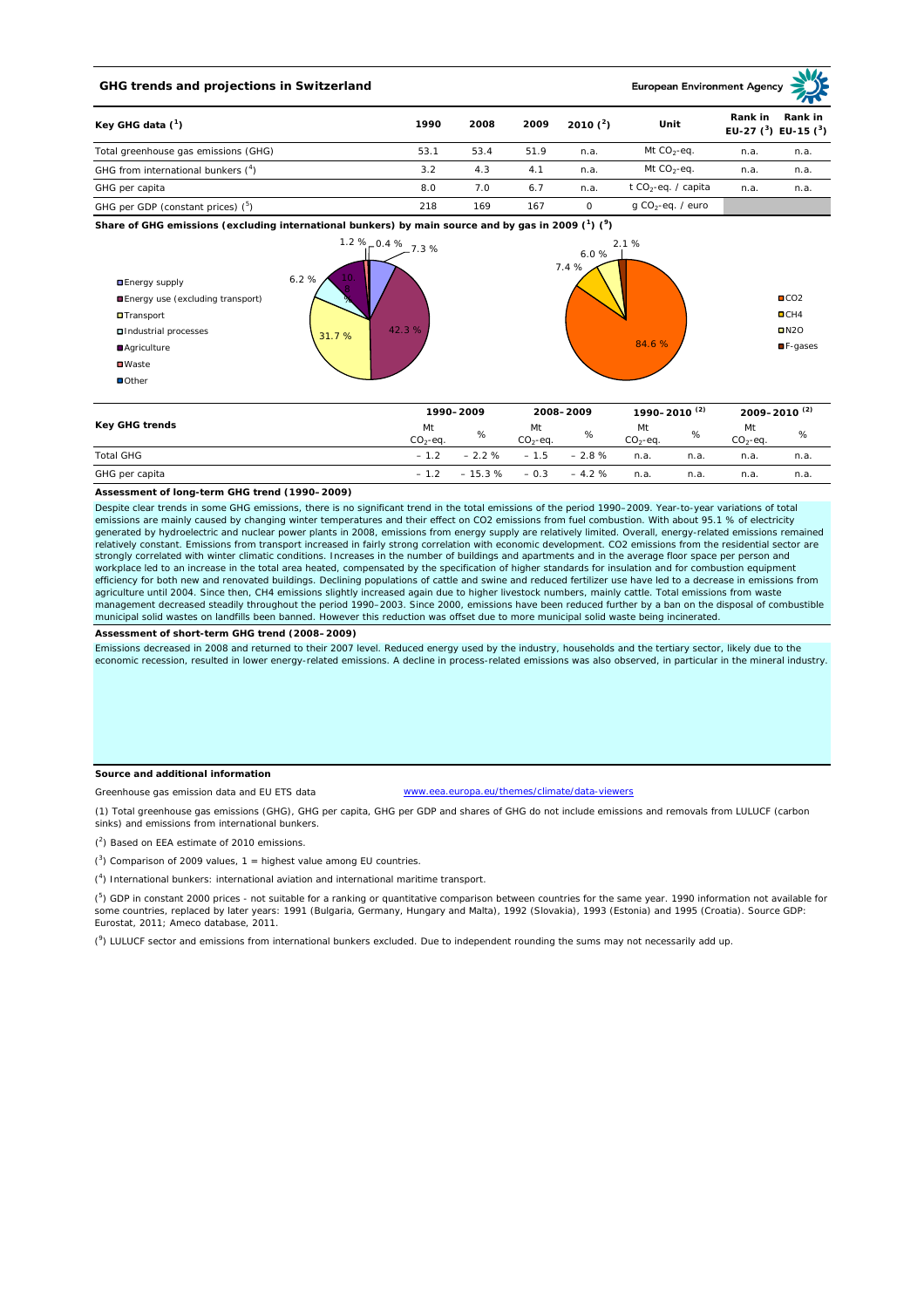## GHG trends and projections in Switzerland

European Environment Agency

| Key GHG data (1) | 1990 | 2008 | 2009 | 2010 (2) | Unit | Rank in EU-27 (3) | Rank in EU-15 (3) |
|---|---|---|---|---|---|---|---|
| Total greenhouse gas emissions (GHG) | 53.1 | 53.4 | 51.9 | n.a. | Mt $CO_2$-eq. | n.a. | n.a. |
| GHG from international bunkers (4) | 3.2 | 4.3 | 4.1 | n.a. | Mt $CO_2$-eq. | n.a. | n.a. |
| GHG per capita | 8.0 | 7.0 | 6.7 | n.a. | t $CO_2$-eq. / capita | n.a. | n.a. |
| GHG per GDP (constant prices) (5) | 218 | 169 | 167 | 0 | g $CO_2$-eq. / euro | | |

**Share of GHG emissions (excluding international bunkers) by main source and by gas in 2009 (1) (9)**

By main source: Energy supply 7.3 %; Energy use (excluding transport) 42.3 %; Transport 31.7 %; Industrial processes 6.2 %; Agriculture 10.8 %; Waste 1.2 %; Other 0.4 %

By gas: $CO_2$ 84.6 %; $CH_4$ 7.4 %; $N_2O$ 6.0 %; F-gases 2.1 %

| Key GHG trends | 1990–2009 | | 2008–2009 | | 1990–2010 (2) | | 2009–2010 (2) | |
|---|---|---|---|---|---|---|---|---|
| | Mt $CO_2$-eq. | % | Mt $CO_2$-eq. | % | Mt $CO_2$-eq. | % | Mt $CO_2$-eq. | % |
| Total GHG | – 1.2 | – 2.2 % | – 1.5 | – 2.8 % | n.a. | n.a. | n.a. | n.a. |
| GHG per capita | – 1.2 | – 15.3 % | – 0.3 | – 4.2 % | n.a. | n.a. | n.a. | n.a. |

**Assessment of long-term GHG trend (1990–2009)**

Despite clear trends in some GHG emissions, there is no significant trend in the total emissions of the period 1990–2009. Year-to-year variations of total emissions are mainly caused by changing winter temperatures and their effect on CO2 emissions from fuel combustion. With about 95.1 % of electricity generated by hydroelectric and nuclear power plants in 2008, emissions from energy supply are relatively limited. Overall, energy-related emissions remained relatively constant. Emissions from transport increased in fairly strong correlation with economic development. CO2 emissions from the residential sector are strongly correlated with winter climatic conditions. Increases in the number of buildings and apartments and in the average floor space per person and workplace led to an increase in the total area heated, compensated by the specification of higher standards for insulation and for combustion equipment efficiency for both new and renovated buildings. Declining populations of cattle and swine and reduced fertilizer use have led to a decrease in emissions from agriculture until 2004. Since then, CH4 emissions slightly increased again due to higher livestock numbers, mainly cattle. Total emissions from waste management decreased steadily throughout the period 1990–2003. Since 2000, emissions have been reduced further by a ban on the disposal of combustible municipal solid wastes on landfills been banned. However this reduction was offset due to more municipal solid waste being incinerated.

**Assessment of short-term GHG trend (2008–2009)**

Emissions decreased in 2008 and returned to their 2007 level. Reduced energy used by the industry, households and the tertiary sector, likely due to the economic recession, resulted in lower energy-related emissions. A decline in process-related emissions was also observed, in particular in the mineral industry.

**Source and additional information**

Greenhouse gas emission data and EU ETS data www.eea.europa.eu/themes/climate/data-viewers

(1) Total greenhouse gas emissions (GHG), GHG per capita, GHG per GDP and shares of GHG do not include emissions and removals from LULUCF (carbon sinks) and emissions from international bunkers.

(2) Based on EEA estimate of 2010 emissions.

(3) Comparison of 2009 values, 1 = highest value among EU countries.

(4) International bunkers: international aviation and international maritime transport.

(5) GDP in constant 2000 prices - not suitable for a ranking or quantitative comparison between countries for the same year. 1990 information not available for some countries, replaced by later years: 1991 (Bulgaria, Germany, Hungary and Malta), 1992 (Slovakia), 1993 (Estonia) and 1995 (Croatia). Source GDP: Eurostat, 2011; Ameco database, 2011.

(9) LULUCF sector and emissions from international bunkers excluded. Due to independent rounding the sums may not necessarily add up.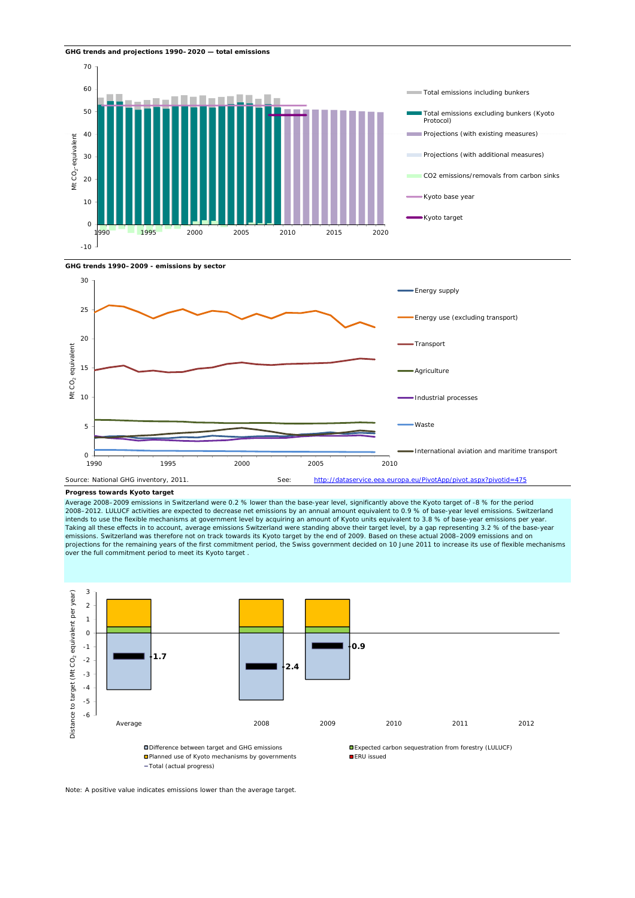**GHG trends and projections 1990–2020 — total emissions**

Mt $CO_2$-equivalent

70
60
50
40
30
20
10
0
-10

1990
1995
2000
2005
2010
2015
2020

Total emissions including bunkers
Total emissions excluding bunkers (Kyoto Protocol)
Projections (with existing measures)
Projections (with additional measures)
CO2 emissions/removals from carbon sinks
Kyoto base year
Kyoto target

**GHG trends 1990–2009 - emissions by sector**

Mt $CO_2$ equivalent

30
25
20
15
10
5
0

1990
1995
2000
2005
2010

Energy supply
Energy use (excluding transport)
Transport
Agriculture
Industrial processes
Waste
International aviation and maritime transport

Source: National GHG inventory, 2011. See: http://dataservice.eea.europa.eu/PivotApp/pivot.aspx?pivotid=475

**Progress towards Kyoto target**

Average 2008–2009 emissions in Switzerland were 0.2 % lower than the base-year level, significantly above the Kyoto target of -8 % for the period 2008–2012. LULUCF activities are expected to decrease net emissions by an annual amount equivalent to 0.9 % of base-year level emissions. Switzerland intends to use the flexible mechanisms at government level by acquiring an amount of Kyoto units equivalent to 3.8 % of base-year emissions per year. Taking all these effects in to account, average emissions Switzerland were standing above their target level, by a gap representing 3.2 % of the base-year emissions. Switzerland was therefore not on track towards its Kyoto target by the end of 2009. Based on these actual 2008–2009 emissions and on projections for the remaining years of the first commitment period, the Swiss government decided on 10 June 2011 to increase its use of flexible mechanisms over the full commitment period to meet its Kyoto target .

Distance to target (Mt $CO_2$ equivalent per year)

3
2
1
0
-1
-2
-3
-4
-5
-6

-1.7
-2.4
-0.9

Average
2008
2009
2010
2011
2012

Difference between target and GHG emissions
Planned use of Kyoto mechanisms by governments
Total (actual progress)
Expected carbon sequestration from forestry (LULUCF)
ERU issued

Note: A positive value indicates emissions lower than the average target.